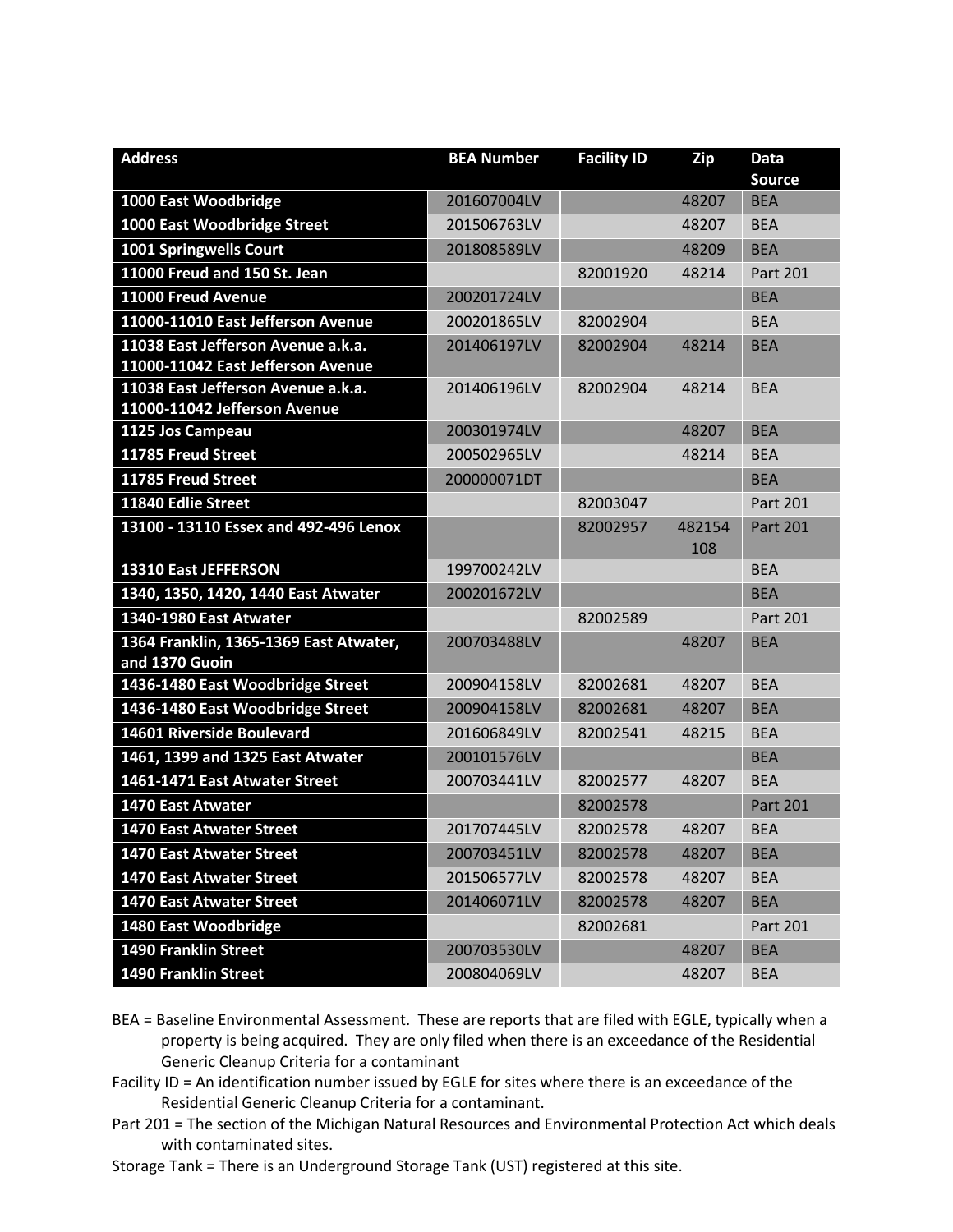| Address | BEA Number | Facility ID | Zip | Data Source |
|---|---|---|---|---|
| 1000 East Woodbridge | 201607004LV | | 48207 | BEA |
| 1000 East Woodbridge Street | 201506763LV | | 48207 | BEA |
| 1001 Springwells Court | 201808589LV | | 48209 | BEA |
| 11000 Freud and 150 St. Jean | | 82001920 | 48214 | Part 201 |
| 11000 Freud Avenue | 200201724LV | | | BEA |
| 11000-11010 East Jefferson Avenue | 200201865LV | 82002904 | | BEA |
| 11038 East Jefferson Avenue a.k.a. 11000-11042 East Jefferson Avenue | 201406197LV | 82002904 | 48214 | BEA |
| 11038 East Jefferson Avenue a.k.a. 11000-11042 Jefferson Avenue | 201406196LV | 82002904 | 48214 | BEA |
| 1125 Jos Campeau | 200301974LV | | 48207 | BEA |
| 11785 Freud Street | 200502965LV | | 48214 | BEA |
| 11785 Freud Street | 200000071DT | | | BEA |
| 11840 Edlie Street | | 82003047 | | Part 201 |
| 13100 - 13110 Essex and 492-496 Lenox | | 82002957 | 482154108 | Part 201 |
| 13310 East JEFFERSON | 199700242LV | | | BEA |
| 1340, 1350, 1420, 1440 East Atwater | 200201672LV | | | BEA |
| 1340-1980 East Atwater | | 82002589 | | Part 201 |
| 1364 Franklin, 1365-1369 East Atwater, and 1370 Guoin | 200703488LV | | 48207 | BEA |
| 1436-1480 East Woodbridge Street | 200904158LV | 82002681 | 48207 | BEA |
| 1436-1480 East Woodbridge Street | 200904158LV | 82002681 | 48207 | BEA |
| 14601 Riverside Boulevard | 201606849LV | 82002541 | 48215 | BEA |
| 1461, 1399 and 1325 East Atwater | 200101576LV | | | BEA |
| 1461-1471 East Atwater Street | 200703441LV | 82002577 | 48207 | BEA |
| 1470 East Atwater | | 82002578 | | Part 201 |
| 1470 East Atwater Street | 201707445LV | 82002578 | 48207 | BEA |
| 1470 East Atwater Street | 200703451LV | 82002578 | 48207 | BEA |
| 1470 East Atwater Street | 201506577LV | 82002578 | 48207 | BEA |
| 1470 East Atwater Street | 201406071LV | 82002578 | 48207 | BEA |
| 1480 East Woodbridge | | 82002681 | | Part 201 |
| 1490 Franklin Street | 200703530LV | | 48207 | BEA |
| 1490 Franklin Street | 200804069LV | | 48207 | BEA |

BEA = Baseline Environmental Assessment. These are reports that are filed with EGLE, typically when a property is being acquired. They are only filed when there is an exceedance of the Residential Generic Cleanup Criteria for a contaminant

Facility ID = An identification number issued by EGLE for sites where there is an exceedance of the Residential Generic Cleanup Criteria for a contaminant.

Part 201 = The section of the Michigan Natural Resources and Environmental Protection Act which deals with contaminated sites.

Storage Tank = There is an Underground Storage Tank (UST) registered at this site.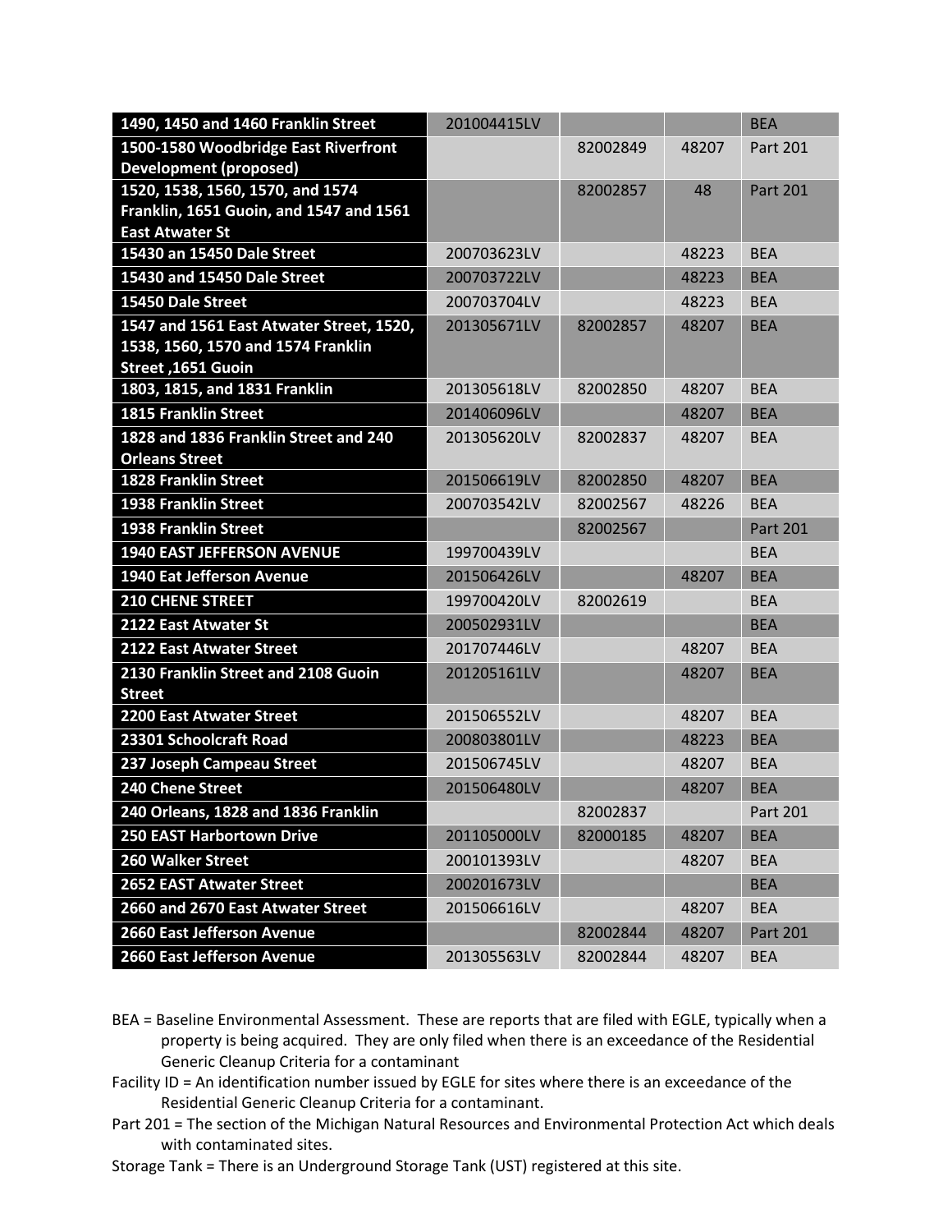| | | | | |
|---|---|---|---|---|
| **1490, 1450 and 1460 Franklin Street** | 201004415LV | | | BEA |
| **1500-1580 Woodbridge East Riverfront Development (proposed)** | | 82002849 | 48207 | Part 201 |
| **1520, 1538, 1560, 1570, and 1574 Franklin, 1651 Guoin, and 1547 and 1561 East Atwater St** | | 82002857 | 48 | Part 201 |
| **15430 an 15450 Dale Street** | 200703623LV | | 48223 | BEA |
| **15430 and 15450 Dale Street** | 200703722LV | | 48223 | BEA |
| **15450 Dale Street** | 200703704LV | | 48223 | BEA |
| **1547 and 1561 East Atwater Street, 1520, 1538, 1560, 1570 and 1574 Franklin Street ,1651 Guoin** | 201305671LV | 82002857 | 48207 | BEA |
| **1803, 1815, and 1831 Franklin** | 201305618LV | 82002850 | 48207 | BEA |
| **1815 Franklin Street** | 201406096LV | | 48207 | BEA |
| **1828 and 1836 Franklin Street and 240 Orleans Street** | 201305620LV | 82002837 | 48207 | BEA |
| **1828 Franklin Street** | 201506619LV | 82002850 | 48207 | BEA |
| **1938 Franklin Street** | 200703542LV | 82002567 | 48226 | BEA |
| **1938 Franklin Street** | | 82002567 | | Part 201 |
| **1940 EAST JEFFERSON AVENUE** | 199700439LV | | | BEA |
| **1940 Eat Jefferson Avenue** | 201506426LV | | 48207 | BEA |
| **210 CHENE STREET** | 199700420LV | 82002619 | | BEA |
| **2122 East Atwater St** | 200502931LV | | | BEA |
| **2122 East Atwater Street** | 201707446LV | | 48207 | BEA |
| **2130 Franklin Street and 2108 Guoin Street** | 201205161LV | | 48207 | BEA |
| **2200 East Atwater Street** | 201506552LV | | 48207 | BEA |
| **23301 Schoolcraft Road** | 200803801LV | | 48223 | BEA |
| **237 Joseph Campeau Street** | 201506745LV | | 48207 | BEA |
| **240 Chene Street** | 201506480LV | | 48207 | BEA |
| **240 Orleans, 1828 and 1836 Franklin** | | 82002837 | | Part 201 |
| **250 EAST Harbortown Drive** | 201105000LV | 82000185 | 48207 | BEA |
| **260 Walker Street** | 200101393LV | | 48207 | BEA |
| **2652 EAST Atwater Street** | 200201673LV | | | BEA |
| **2660 and 2670 East Atwater Street** | 201506616LV | | 48207 | BEA |
| **2660 East Jefferson Avenue** | | 82002844 | 48207 | Part 201 |
| **2660 East Jefferson Avenue** | 201305563LV | 82002844 | 48207 | BEA |

BEA = Baseline Environmental Assessment. These are reports that are filed with EGLE, typically when a property is being acquired. They are only filed when there is an exceedance of the Residential Generic Cleanup Criteria for a contaminant

Facility ID = An identification number issued by EGLE for sites where there is an exceedance of the Residential Generic Cleanup Criteria for a contaminant.

Part 201 = The section of the Michigan Natural Resources and Environmental Protection Act which deals with contaminated sites.

Storage Tank = There is an Underground Storage Tank (UST) registered at this site.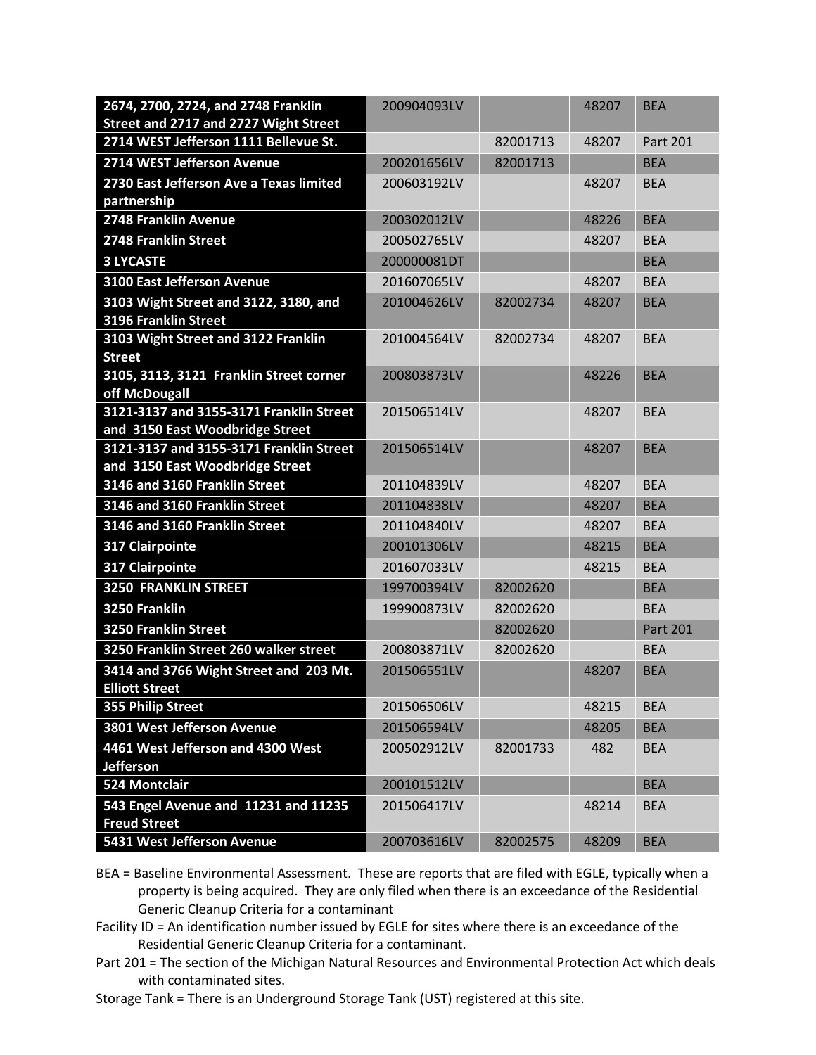| | | | | |
|---|---|---|---|---|
| **2674, 2700, 2724, and 2748 Franklin Street and 2717 and 2727 Wight Street** | 200904093LV | | 48207 | BEA |
| **2714 WEST Jefferson 1111 Bellevue St.** | | 82001713 | 48207 | Part 201 |
| **2714 WEST Jefferson Avenue** | 200201656LV | 82001713 | | BEA |
| **2730 East Jefferson Ave a Texas limited partnership** | 200603192LV | | 48207 | BEA |
| **2748 Franklin Avenue** | 200302012LV | | 48226 | BEA |
| **2748 Franklin Street** | 200502765LV | | 48207 | BEA |
| **3 LYCASTE** | 200000081DT | | | BEA |
| **3100 East Jefferson Avenue** | 201607065LV | | 48207 | BEA |
| **3103 Wight Street and 3122, 3180, and 3196 Franklin Street** | 201004626LV | 82002734 | 48207 | BEA |
| **3103 Wight Street and 3122 Franklin Street** | 201004564LV | 82002734 | 48207 | BEA |
| **3105, 3113, 3121 Franklin Street corner off McDougall** | 200803873LV | | 48226 | BEA |
| **3121-3137 and 3155-3171 Franklin Street and 3150 East Woodbridge Street** | 201506514LV | | 48207 | BEA |
| **3121-3137 and 3155-3171 Franklin Street and 3150 East Woodbridge Street** | 201506514LV | | 48207 | BEA |
| **3146 and 3160 Franklin Street** | 201104839LV | | 48207 | BEA |
| **3146 and 3160 Franklin Street** | 201104838LV | | 48207 | BEA |
| **3146 and 3160 Franklin Street** | 201104840LV | | 48207 | BEA |
| **317 Clairpointe** | 200101306LV | | 48215 | BEA |
| **317 Clairpointe** | 201607033LV | | 48215 | BEA |
| **3250 FRANKLIN STREET** | 199700394LV | 82002620 | | BEA |
| **3250 Franklin** | 199900873LV | 82002620 | | BEA |
| **3250 Franklin Street** | | 82002620 | | Part 201 |
| **3250 Franklin Street 260 walker street** | 200803871LV | 82002620 | | BEA |
| **3414 and 3766 Wight Street and 203 Mt. Elliott Street** | 201506551LV | | 48207 | BEA |
| **355 Philip Street** | 201506506LV | | 48215 | BEA |
| **3801 West Jefferson Avenue** | 201506594LV | | 48205 | BEA |
| **4461 West Jefferson and 4300 West Jefferson** | 200502912LV | 82001733 | 482 | BEA |
| **524 Montclair** | 200101512LV | | | BEA |
| **543 Engel Avenue and 11231 and 11235 Freud Street** | 201506417LV | | 48214 | BEA |
| **5431 West Jefferson Avenue** | 200703616LV | 82002575 | 48209 | BEA |

BEA = Baseline Environmental Assessment. These are reports that are filed with EGLE, typically when a property is being acquired. They are only filed when there is an exceedance of the Residential Generic Cleanup Criteria for a contaminant

Facility ID = An identification number issued by EGLE for sites where there is an exceedance of the Residential Generic Cleanup Criteria for a contaminant.

Part 201 = The section of the Michigan Natural Resources and Environmental Protection Act which deals with contaminated sites.

Storage Tank = There is an Underground Storage Tank (UST) registered at this site.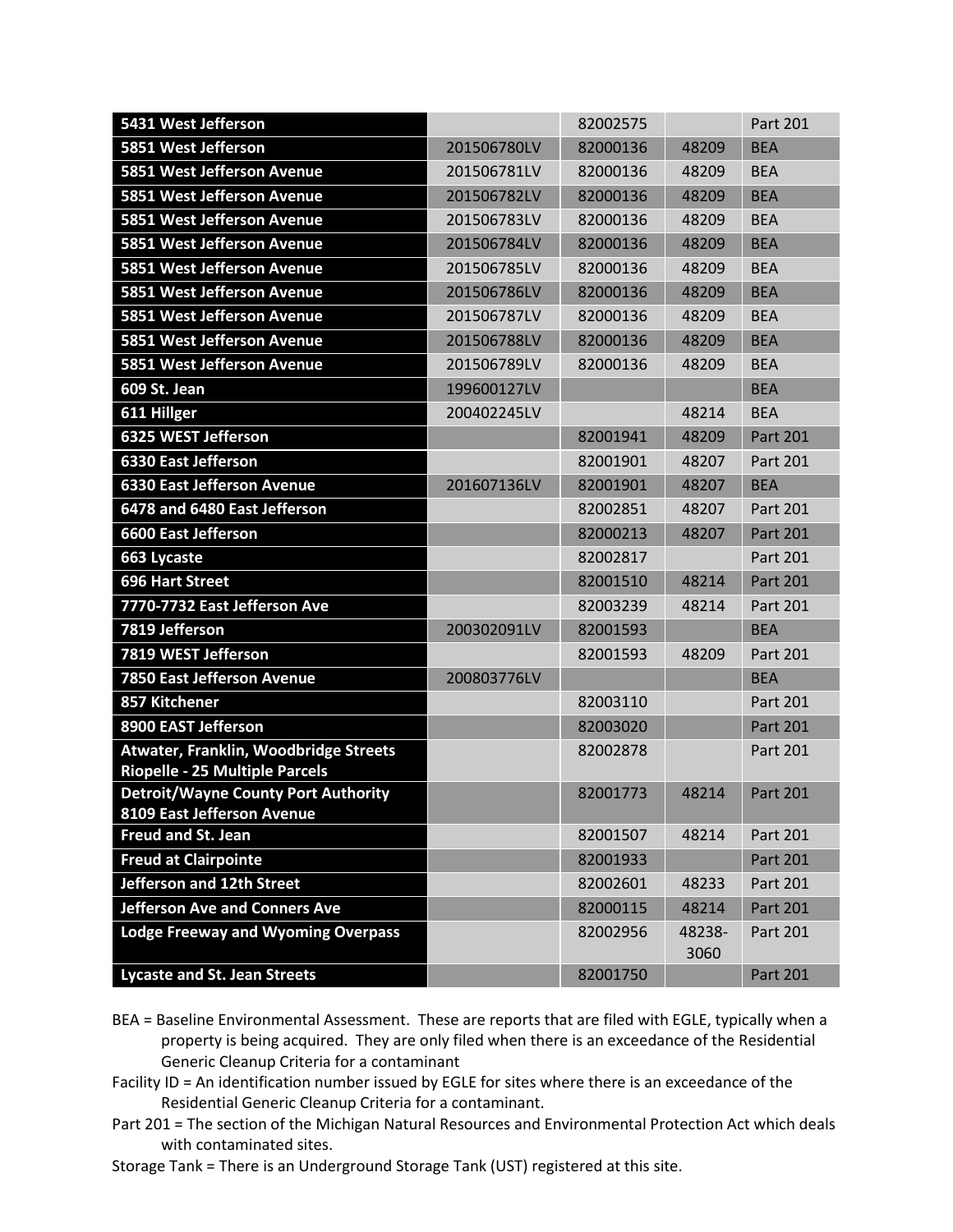| 5431 West Jefferson | | 82002575 | | Part 201 |
|---|---|---|---|---|
| 5851 West Jefferson | 201506780LV | 82000136 | 48209 | BEA |
| 5851 West Jefferson Avenue | 201506781LV | 82000136 | 48209 | BEA |
| 5851 West Jefferson Avenue | 201506782LV | 82000136 | 48209 | BEA |
| 5851 West Jefferson Avenue | 201506783LV | 82000136 | 48209 | BEA |
| 5851 West Jefferson Avenue | 201506784LV | 82000136 | 48209 | BEA |
| 5851 West Jefferson Avenue | 201506785LV | 82000136 | 48209 | BEA |
| 5851 West Jefferson Avenue | 201506786LV | 82000136 | 48209 | BEA |
| 5851 West Jefferson Avenue | 201506787LV | 82000136 | 48209 | BEA |
| 5851 West Jefferson Avenue | 201506788LV | 82000136 | 48209 | BEA |
| 5851 West Jefferson Avenue | 201506789LV | 82000136 | 48209 | BEA |
| 609 St. Jean | 199600127LV | | | BEA |
| 611 Hillger | 200402245LV | | 48214 | BEA |
| 6325 WEST Jefferson | | 82001941 | 48209 | Part 201 |
| 6330 East Jefferson | | 82001901 | 48207 | Part 201 |
| 6330 East Jefferson Avenue | 201607136LV | 82001901 | 48207 | BEA |
| 6478 and 6480 East Jefferson | | 82002851 | 48207 | Part 201 |
| 6600 East Jefferson | | 82000213 | 48207 | Part 201 |
| 663 Lycaste | | 82002817 | | Part 201 |
| 696 Hart Street | | 82001510 | 48214 | Part 201 |
| 7770-7732 East Jefferson Ave | | 82003239 | 48214 | Part 201 |
| 7819 Jefferson | 200302091LV | 82001593 | | BEA |
| 7819 WEST Jefferson | | 82001593 | 48209 | Part 201 |
| 7850 East Jefferson Avenue | 200803776LV | | | BEA |
| 857 Kitchener | | 82003110 | | Part 201 |
| 8900 EAST Jefferson | | 82003020 | | Part 201 |
| Atwater, Franklin, Woodbridge Streets Riopelle - 25 Multiple Parcels | | 82002878 | | Part 201 |
| Detroit/Wayne County Port Authority 8109 East Jefferson Avenue | | 82001773 | 48214 | Part 201 |
| Freud and St. Jean | | 82001507 | 48214 | Part 201 |
| Freud at Clairpointe | | 82001933 | | Part 201 |
| Jefferson and 12th Street | | 82002601 | 48233 | Part 201 |
| Jefferson Ave and Conners Ave | | 82000115 | 48214 | Part 201 |
| Lodge Freeway and Wyoming Overpass | | 82002956 | 48238-3060 | Part 201 |
| Lycaste and St. Jean Streets | | 82001750 | | Part 201 |

BEA = Baseline Environmental Assessment. These are reports that are filed with EGLE, typically when a property is being acquired. They are only filed when there is an exceedance of the Residential Generic Cleanup Criteria for a contaminant

Facility ID = An identification number issued by EGLE for sites where there is an exceedance of the Residential Generic Cleanup Criteria for a contaminant.

Part 201 = The section of the Michigan Natural Resources and Environmental Protection Act which deals with contaminated sites.

Storage Tank = There is an Underground Storage Tank (UST) registered at this site.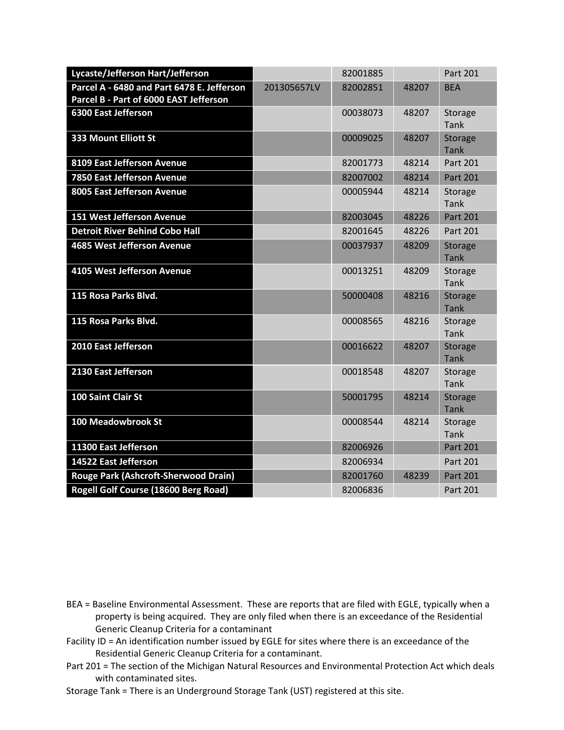| | | | | |
|---|---|---|---|---|
| **Lycaste/Jefferson Hart/Jefferson** | | 82001885 | | Part 201 |
| **Parcel A - 6480 and Part 6478 E. Jefferson Parcel B - Part of 6000 EAST Jefferson** | 201305657LV | 82002851 | 48207 | BEA |
| **6300 East Jefferson** | | 00038073 | 48207 | Storage Tank |
| **333 Mount Elliott St** | | 00009025 | 48207 | Storage Tank |
| **8109 East Jefferson Avenue** | | 82001773 | 48214 | Part 201 |
| **7850 East Jefferson Avenue** | | 82007002 | 48214 | Part 201 |
| **8005 East Jefferson Avenue** | | 00005944 | 48214 | Storage Tank |
| **151 West Jefferson Avenue** | | 82003045 | 48226 | Part 201 |
| **Detroit River Behind Cobo Hall** | | 82001645 | 48226 | Part 201 |
| **4685 West Jefferson Avenue** | | 00037937 | 48209 | Storage Tank |
| **4105 West Jefferson Avenue** | | 00013251 | 48209 | Storage Tank |
| **115 Rosa Parks Blvd.** | | 50000408 | 48216 | Storage Tank |
| **115 Rosa Parks Blvd.** | | 00008565 | 48216 | Storage Tank |
| **2010 East Jefferson** | | 00016622 | 48207 | Storage Tank |
| **2130 East Jefferson** | | 00018548 | 48207 | Storage Tank |
| **100 Saint Clair St** | | 50001795 | 48214 | Storage Tank |
| **100 Meadowbrook St** | | 00008544 | 48214 | Storage Tank |
| **11300 East Jefferson** | | 82006926 | | Part 201 |
| **14522 East Jefferson** | | 82006934 | | Part 201 |
| **Rouge Park (Ashcroft-Sherwood Drain)** | | 82001760 | 48239 | Part 201 |
| **Rogell Golf Course (18600 Berg Road)** | | 82006836 | | Part 201 |

BEA = Baseline Environmental Assessment. These are reports that are filed with EGLE, typically when a property is being acquired. They are only filed when there is an exceedance of the Residential Generic Cleanup Criteria for a contaminant

Facility ID = An identification number issued by EGLE for sites where there is an exceedance of the Residential Generic Cleanup Criteria for a contaminant.

Part 201 = The section of the Michigan Natural Resources and Environmental Protection Act which deals with contaminated sites.

Storage Tank = There is an Underground Storage Tank (UST) registered at this site.